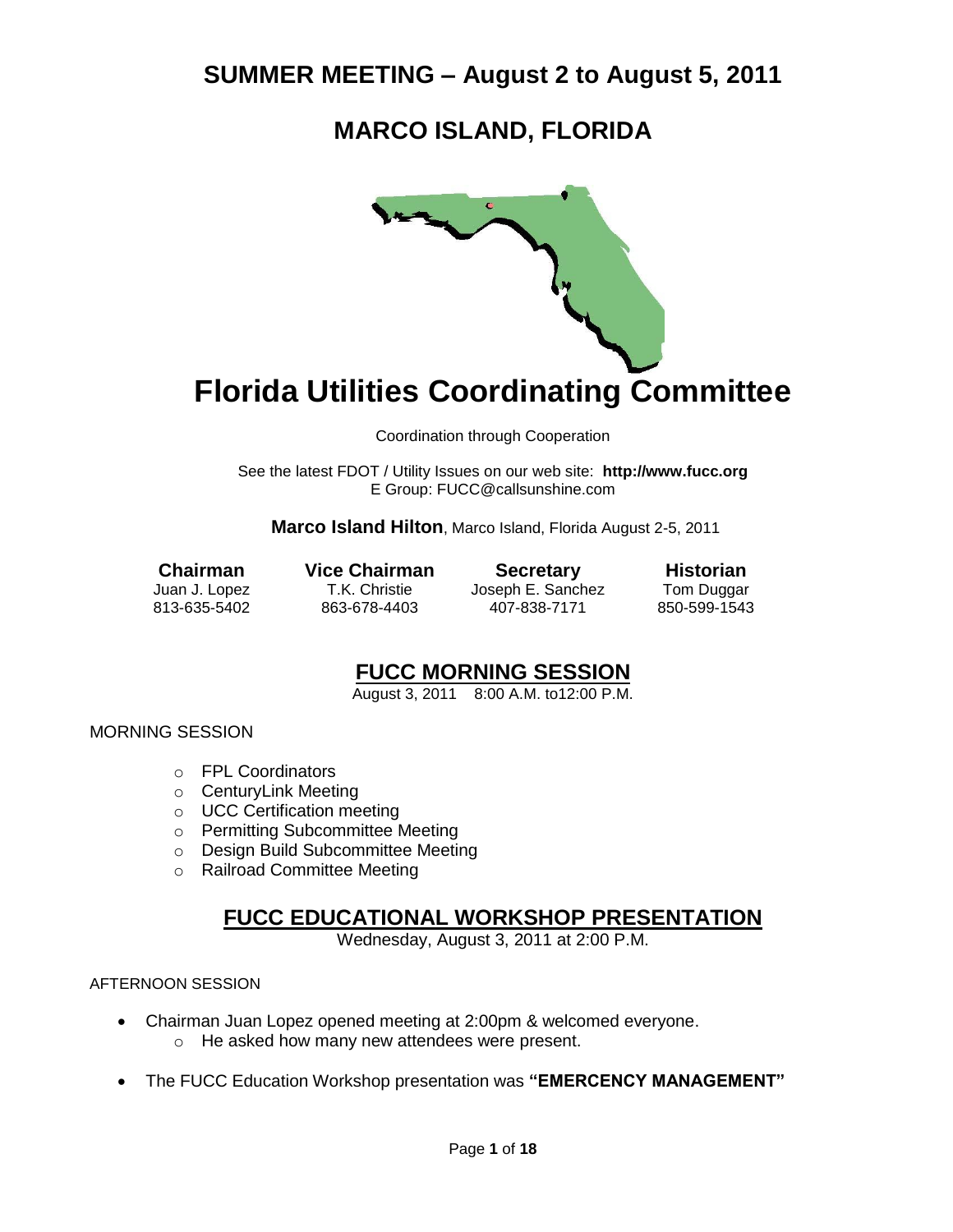# SUMMER MEETING – August 2 to August 5, 2011

# MARCO ISLAND, FLORIDA

# Florida Utilities Coordinating Committee

Coordination through Cooperation

See the latest FDOT / Utility Issues on our web site: **http://www.fucc.org**
E Group: FUCC@callsunshine.com

**Marco Island Hilton**, Marco Island, Florida August 2-5, 2011

| Chairman | Vice Chairman | Secretary | Historian |
|---|---|---|---|
| Juan J. Lopez | T.K. Christie | Joseph E. Sanchez | Tom Duggar |
| 813-635-5402 | 863-678-4403 | 407-838-7171 | 850-599-1543 |

## FUCC MORNING SESSION

August 3, 2011 8:00 A.M. to12:00 P.M.

MORNING SESSION

- FPL Coordinators
- CenturyLink Meeting
- UCC Certification meeting
- Permitting Subcommittee Meeting
- Design Build Subcommittee Meeting
- Railroad Committee Meeting

## FUCC EDUCATIONAL WORKSHOP PRESENTATION

Wednesday, August 3, 2011 at 2:00 P.M.

AFTERNOON SESSION

- Chairman Juan Lopez opened meeting at 2:00pm & welcomed everyone.
  - He asked how many new attendees were present.
- The FUCC Education Workshop presentation was **"EMERCENCY MANAGEMENT"**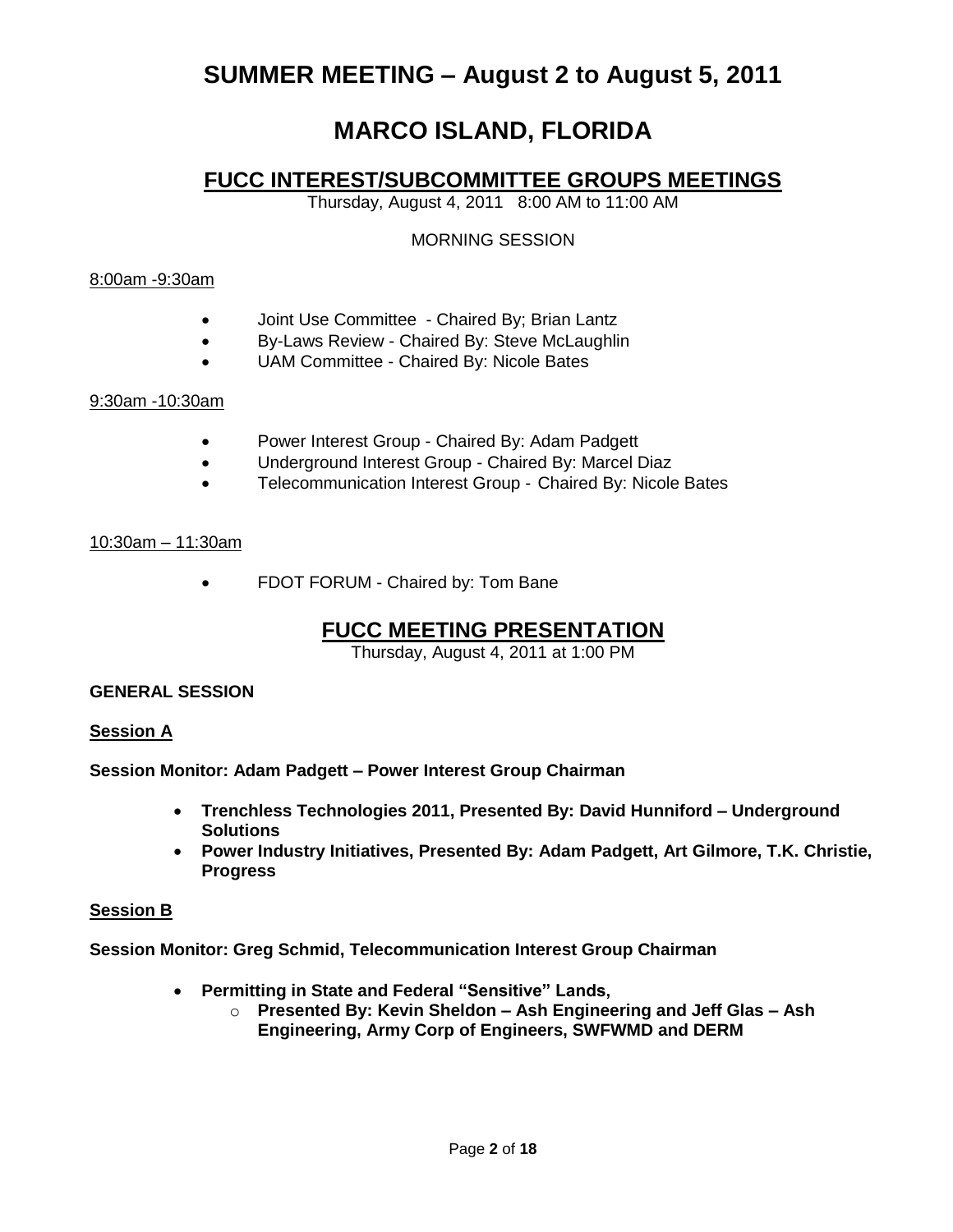# SUMMER MEETING – August 2 to August 5, 2011

# MARCO ISLAND, FLORIDA

## FUCC INTEREST/SUBCOMMITTEE GROUPS MEETINGS

Thursday, August 4, 2011 8:00 AM to 11:00 AM

MORNING SESSION

8:00am -9:30am

- Joint Use Committee - Chaired By; Brian Lantz
- By-Laws Review - Chaired By: Steve McLaughlin
- UAM Committee - Chaired By: Nicole Bates

9:30am -10:30am

- Power Interest Group - Chaired By: Adam Padgett
- Underground Interest Group - Chaired By: Marcel Diaz
- Telecommunication Interest Group - Chaired By: Nicole Bates

10:30am – 11:30am

- FDOT FORUM - Chaired by: Tom Bane

## FUCC MEETING PRESENTATION

Thursday, August 4, 2011 at 1:00 PM

**GENERAL SESSION**

**Session A**

**Session Monitor: Adam Padgett – Power Interest Group Chairman**

- **Trenchless Technologies 2011, Presented By: David Hunniford – Underground Solutions**
- **Power Industry Initiatives, Presented By: Adam Padgett, Art Gilmore, T.K. Christie, Progress**

**Session B**

**Session Monitor: Greg Schmid, Telecommunication Interest Group Chairman**

- **Permitting in State and Federal "Sensitive" Lands,**
  - **Presented By: Kevin Sheldon – Ash Engineering and Jeff Glas – Ash Engineering, Army Corp of Engineers, SWFWMD and DERM**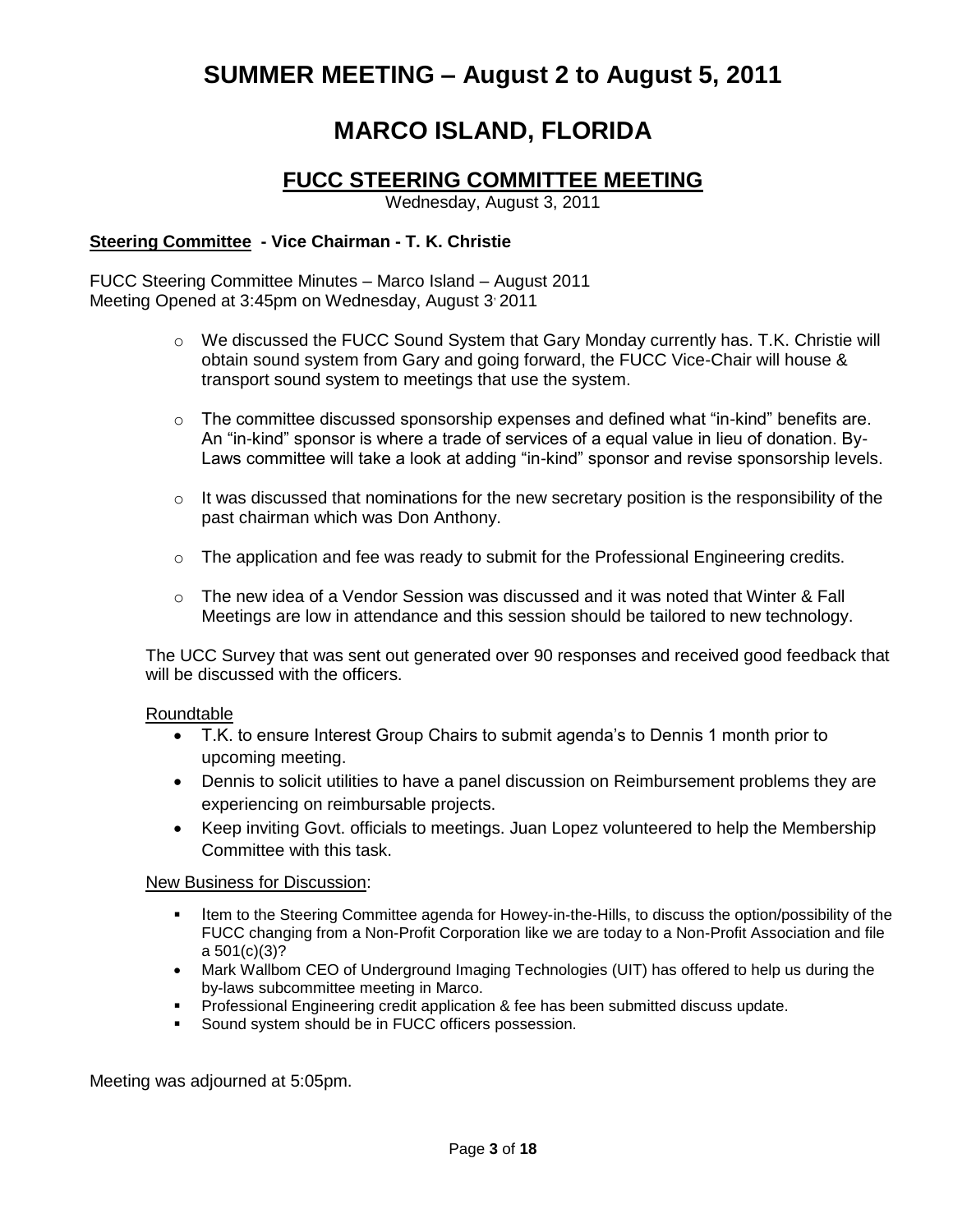# SUMMER MEETING – August 2 to August 5, 2011

# MARCO ISLAND, FLORIDA

## FUCC STEERING COMMITTEE MEETING

Wednesday, August 3, 2011

**Steering Committee - Vice Chairman - T. K. Christie**

FUCC Steering Committee Minutes – Marco Island – August 2011
Meeting Opened at 3:45pm on Wednesday, August 3, 2011

- We discussed the FUCC Sound System that Gary Monday currently has. T.K. Christie will obtain sound system from Gary and going forward, the FUCC Vice-Chair will house & transport sound system to meetings that use the system.
- The committee discussed sponsorship expenses and defined what "in-kind" benefits are. An "in-kind" sponsor is where a trade of services of a equal value in lieu of donation. By-Laws committee will take a look at adding "in-kind" sponsor and revise sponsorship levels.
- It was discussed that nominations for the new secretary position is the responsibility of the past chairman which was Don Anthony.
- The application and fee was ready to submit for the Professional Engineering credits.
- The new idea of a Vendor Session was discussed and it was noted that Winter & Fall Meetings are low in attendance and this session should be tailored to new technology.

The UCC Survey that was sent out generated over 90 responses and received good feedback that will be discussed with the officers.

Roundtable

- T.K. to ensure Interest Group Chairs to submit agenda's to Dennis 1 month prior to upcoming meeting.
- Dennis to solicit utilities to have a panel discussion on Reimbursement problems they are experiencing on reimbursable projects.
- Keep inviting Govt. officials to meetings. Juan Lopez volunteered to help the Membership Committee with this task.

New Business for Discussion:

- Item to the Steering Committee agenda for Howey-in-the-Hills, to discuss the option/possibility of the FUCC changing from a Non-Profit Corporation like we are today to a Non-Profit Association and file a 501(c)(3)?
- Mark Wallbom CEO of Underground Imaging Technologies (UIT) has offered to help us during the by-laws subcommittee meeting in Marco.
- Professional Engineering credit application & fee has been submitted discuss update.
- Sound system should be in FUCC officers possession.

Meeting was adjourned at 5:05pm.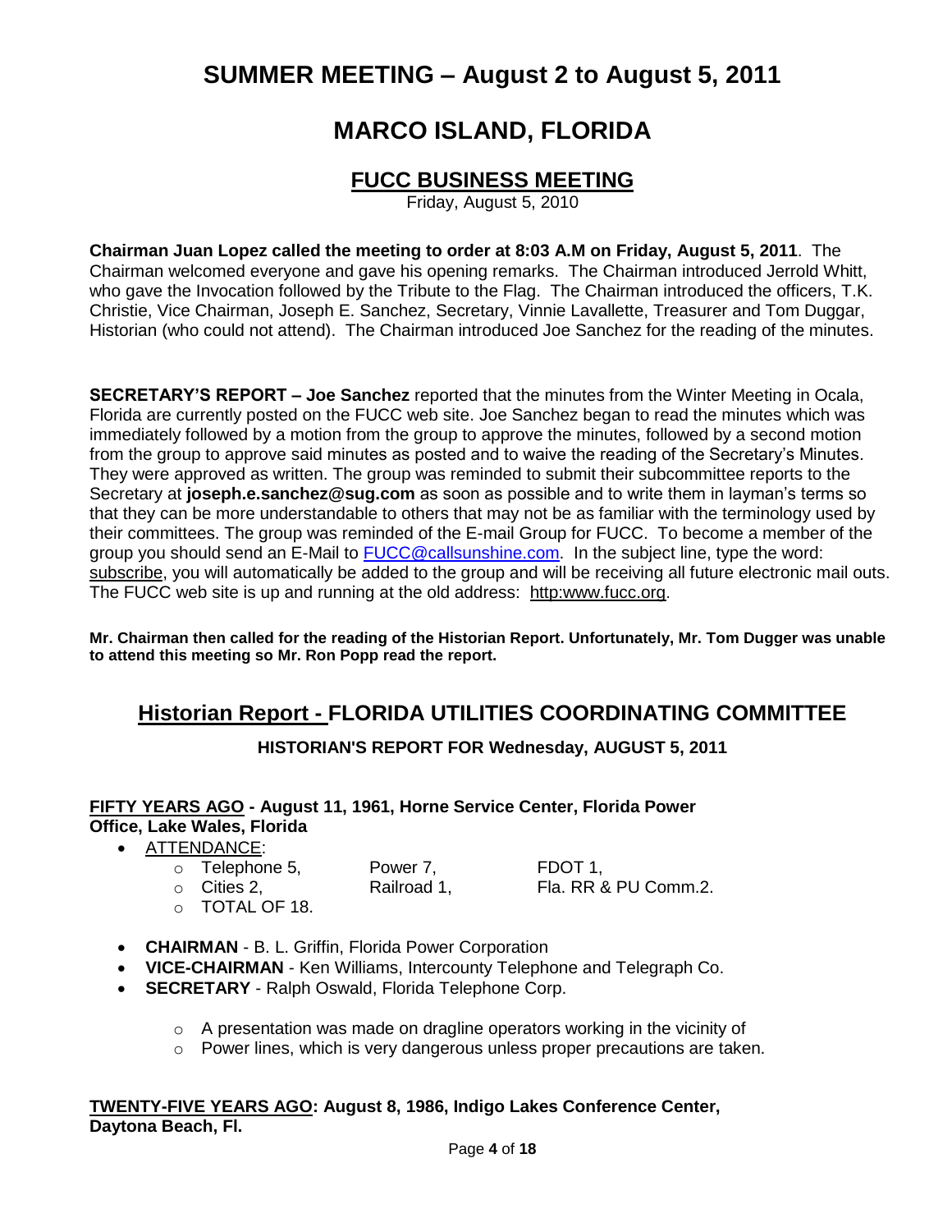# SUMMER MEETING – August 2 to August 5, 2011

# MARCO ISLAND, FLORIDA

## FUCC BUSINESS MEETING

Friday, August 5, 2010

**Chairman Juan Lopez called the meeting to order at 8:03 A.M on Friday, August 5, 2011**. The Chairman welcomed everyone and gave his opening remarks. The Chairman introduced Jerrold Whitt, who gave the Invocation followed by the Tribute to the Flag. The Chairman introduced the officers, T.K. Christie, Vice Chairman, Joseph E. Sanchez, Secretary, Vinnie Lavallette, Treasurer and Tom Duggar, Historian (who could not attend). The Chairman introduced Joe Sanchez for the reading of the minutes.

**SECRETARY'S REPORT – Joe Sanchez** reported that the minutes from the Winter Meeting in Ocala, Florida are currently posted on the FUCC web site. Joe Sanchez began to read the minutes which was immediately followed by a motion from the group to approve the minutes, followed by a second motion from the group to approve said minutes as posted and to waive the reading of the Secretary's Minutes. They were approved as written. The group was reminded to submit their subcommittee reports to the Secretary at **joseph.e.sanchez@sug.com** as soon as possible and to write them in layman's terms so that they can be more understandable to others that may not be as familiar with the terminology used by their committees. The group was reminded of the E-mail Group for FUCC. To become a member of the group you should send an E-Mail to FUCC@callsunshine.com. In the subject line, type the word: subscribe, you will automatically be added to the group and will be receiving all future electronic mail outs. The FUCC web site is up and running at the old address: http:www.fucc.org.

**Mr. Chairman then called for the reading of the Historian Report. Unfortunately, Mr. Tom Dugger was unable to attend this meeting so Mr. Ron Popp read the report.**

## Historian Report - FLORIDA UTILITIES COORDINATING COMMITTEE

### HISTORIAN'S REPORT FOR Wednesday, AUGUST 5, 2011

**FIFTY YEARS AGO - August 11, 1961, Horne Service Center, Florida Power Office, Lake Wales, Florida**

- ATTENDANCE:
  - Telephone 5, Power 7, FDOT 1,
  - Cities 2, Railroad 1, Fla. RR & PU Comm.2.
  - TOTAL OF 18.
- **CHAIRMAN** - B. L. Griffin, Florida Power Corporation
- **VICE-CHAIRMAN** - Ken Williams, Intercounty Telephone and Telegraph Co.
- **SECRETARY** - Ralph Oswald, Florida Telephone Corp.
  - A presentation was made on dragline operators working in the vicinity of
  - Power lines, which is very dangerous unless proper precautions are taken.

**TWENTY-FIVE YEARS AGO: August 8, 1986, Indigo Lakes Conference Center, Daytona Beach, Fl.**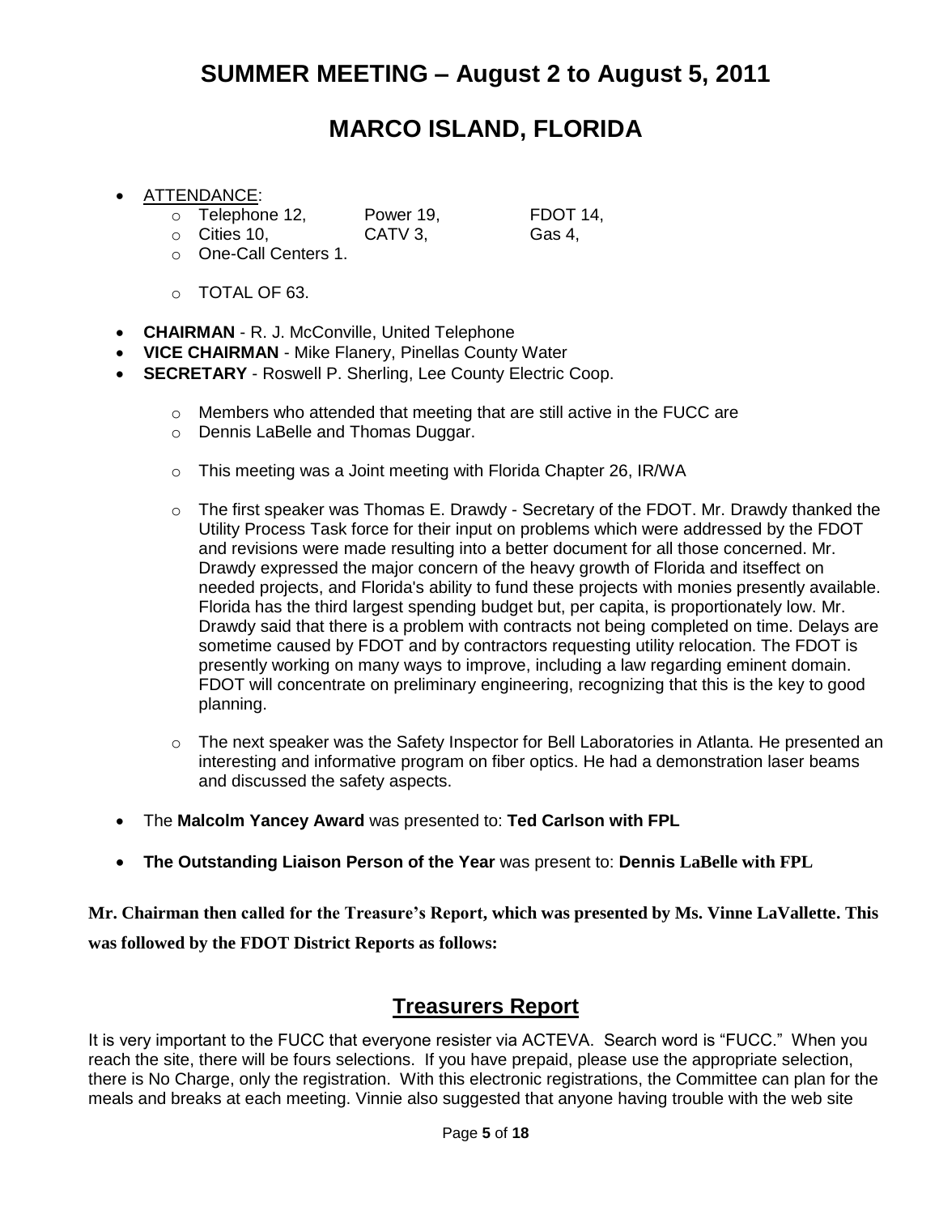## SUMMER MEETING – August 2 to August 5, 2011

## MARCO ISLAND, FLORIDA

- ATTENDANCE:
    - Telephone 12, Power 19, FDOT 14,
    - Cities 10, CATV 3, Gas 4,
    - One-Call Centers 1.
    - TOTAL OF 63.
- **CHAIRMAN** - R. J. McConville, United Telephone
- **VICE CHAIRMAN** - Mike Flanery, Pinellas County Water
- **SECRETARY** - Roswell P. Sherling, Lee County Electric Coop.
    - Members who attended that meeting that are still active in the FUCC are
    - Dennis LaBelle and Thomas Duggar.
    - This meeting was a Joint meeting with Florida Chapter 26, IR/WA
    - The first speaker was Thomas E. Drawdy - Secretary of the FDOT. Mr. Drawdy thanked the Utility Process Task force for their input on problems which were addressed by the FDOT and revisions were made resulting into a better document for all those concerned. Mr. Drawdy expressed the major concern of the heavy growth of Florida and itseffect on needed projects, and Florida's ability to fund these projects with monies presently available. Florida has the third largest spending budget but, per capita, is proportionately low. Mr. Drawdy said that there is a problem with contracts not being completed on time. Delays are sometime caused by FDOT and by contractors requesting utility relocation. The FDOT is presently working on many ways to improve, including a law regarding eminent domain. FDOT will concentrate on preliminary engineering, recognizing that this is the key to good planning.
    - The next speaker was the Safety Inspector for Bell Laboratories in Atlanta. He presented an interesting and informative program on fiber optics. He had a demonstration laser beams and discussed the safety aspects.
- The **Malcolm Yancey Award** was presented to: **Ted Carlson with FPL**
- **The Outstanding Liaison Person of the Year** was present to: **Dennis LaBelle with FPL**

**Mr. Chairman then called for the Treasure's Report, which was presented by Ms. Vinne LaVallette. This was followed by the FDOT District Reports as follows:**

## Treasurers Report

It is very important to the FUCC that everyone resister via ACTEVA. Search word is "FUCC." When you reach the site, there will be fours selections. If you have prepaid, please use the appropriate selection, there is No Charge, only the registration. With this electronic registrations, the Committee can plan for the meals and breaks at each meeting. Vinnie also suggested that anyone having trouble with the web site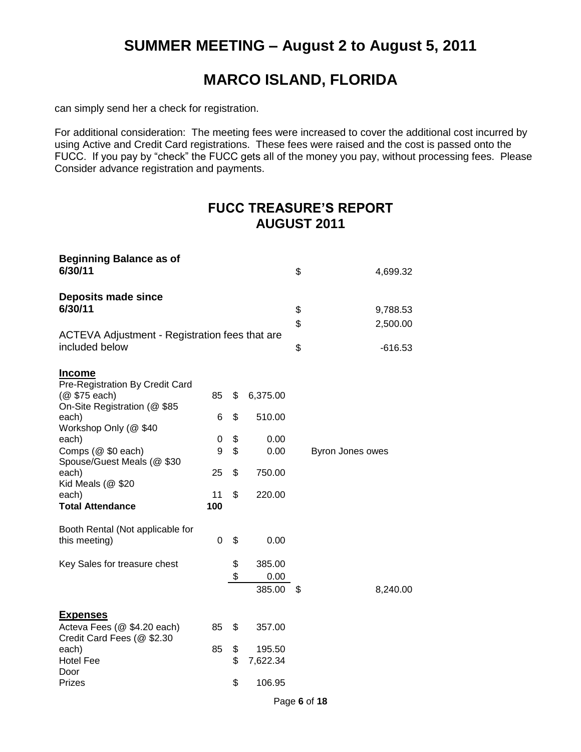# SUMMER MEETING – August 2 to August 5, 2011

# MARCO ISLAND, FLORIDA

can simply send her a check for registration.

For additional consideration: The meeting fees were increased to cover the additional cost incurred by using Active and Credit Card registrations. These fees were raised and the cost is passed onto the FUCC. If you pay by "check" the FUCC gets all of the money you pay, without processing fees. Please Consider advance registration and payments.

## FUCC TREASURE'S REPORT AUGUST 2011

| | | | | |
|---|---|---|---|---|
| **Beginning Balance as of 6/30/11** | | | $ | 4,699.32 |
| **Deposits made since 6/30/11** | | | $ | 9,788.53 |
| | | | $ | 2,500.00 |
| ACTEVA Adjustment - Registration fees that are included below | | | $ | -616.53 |
| **Income** | | | | |
| Pre-Registration By Credit Card (@ $75 each) | 85 | $ 6,375.00 | | |
| On-Site Registration (@ $85 each) | 6 | $ 510.00 | | |
| Workshop Only (@ $40 each) | 0 | $ 0.00 | | |
| Comps (@ $0 each) | 9 | $ 0.00 | Byron Jones owes | |
| Spouse/Guest Meals (@ $30 each) | 25 | $ 750.00 | | |
| Kid Meals (@ $20 each) | 11 | $ 220.00 | | |
| **Total Attendance** | **100** | | | |
| Booth Rental (Not applicable for this meeting) | 0 | $ 0.00 | | |
| Key Sales for treasure chest | | $ 385.00 | | |
| | | $ 0.00 | | |
| | | 385.00 | $ | 8,240.00 |
| **Expenses** | | | | |
| Acteva Fees (@ $4.20 each) | 85 | $ 357.00 | | |
| Credit Card Fees (@ $2.30 each) | 85 | $ 195.50 | | |
| Hotel Fee | | $ 7,622.34 | | |
| Door Prizes | | $ 106.95 | | |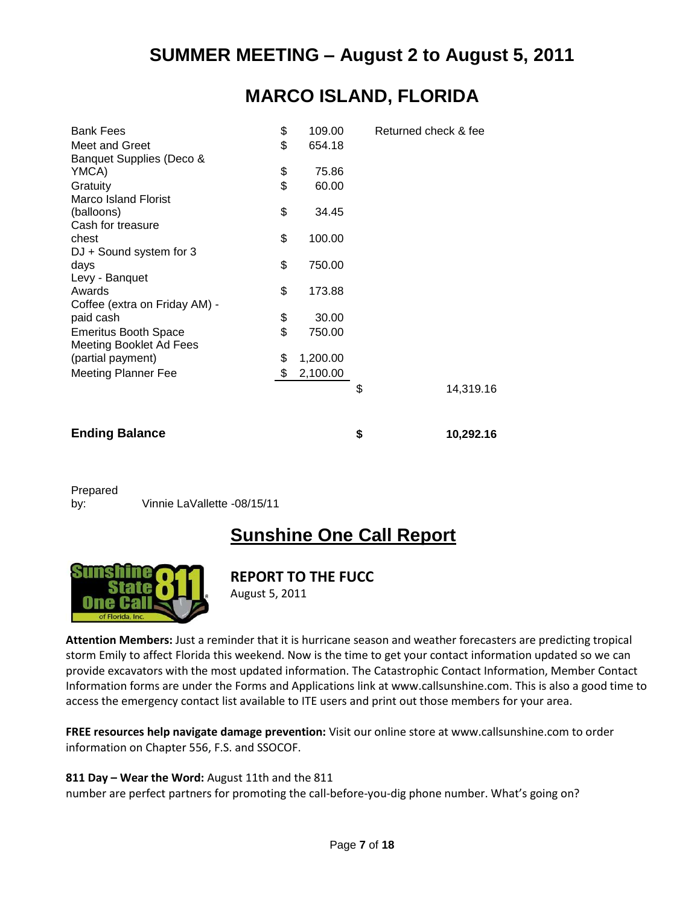## SUMMER MEETING – August 2 to August 5, 2011

## MARCO ISLAND, FLORIDA

| | | | |
|---|---|---|---|
| Bank Fees | $ 109.00 | Returned check & fee | |
| Meet and Greet | $ 654.18 | | |
| Banquet Supplies (Deco & YMCA) | $ 75.86 | | |
| Gratuity | $ 60.00 | | |
| Marco Island Florist (balloons) | $ 34.45 | | |
| Cash for treasure chest | $ 100.00 | | |
| DJ + Sound system for 3 days | $ 750.00 | | |
| Levy - Banquet Awards | $ 173.88 | | |
| Coffee (extra on Friday AM) - paid cash | $ 30.00 | | |
| Emeritus Booth Space | $ 750.00 | | |
| Meeting Booklet Ad Fees (partial payment) | $ 1,200.00 | | |
| Meeting Planner Fee | $ 2,100.00 | | |
| | | | $ 14,319.16 |
| **Ending Balance** | | | **$ 10,292.16** |

Prepared by: Vinnie LaVallette -08/15/11

## Sunshine One Call Report

**REPORT TO THE FUCC**
August 5, 2011

**Attention Members:** Just a reminder that it is hurricane season and weather forecasters are predicting tropical storm Emily to affect Florida this weekend. Now is the time to get your contact information updated so we can provide excavators with the most updated information. The Catastrophic Contact Information, Member Contact Information forms are under the Forms and Applications link at www.callsunshine.com. This is also a good time to access the emergency contact list available to ITE users and print out those members for your area.

**FREE resources help navigate damage prevention:** Visit our online store at www.callsunshine.com to order information on Chapter 556, F.S. and SSOCOF.

**811 Day – Wear the Word:** August 11th and the 811 number are perfect partners for promoting the call-before-you-dig phone number. What's going on?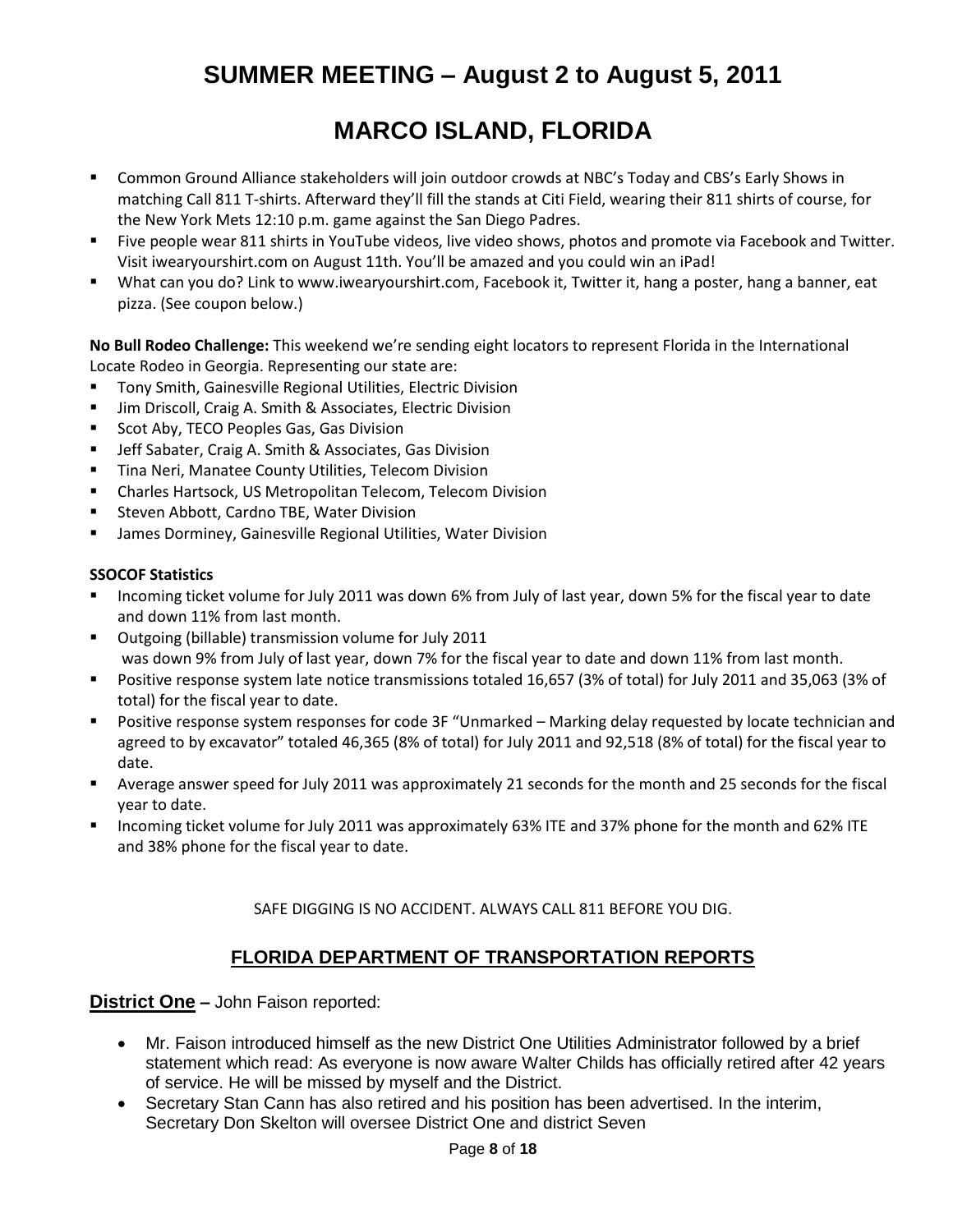# SUMMER MEETING – August 2 to August 5, 2011

# MARCO ISLAND, FLORIDA

- Common Ground Alliance stakeholders will join outdoor crowds at NBC's Today and CBS's Early Shows in matching Call 811 T-shirts. Afterward they'll fill the stands at Citi Field, wearing their 811 shirts of course, for the New York Mets 12:10 p.m. game against the San Diego Padres.
- Five people wear 811 shirts in YouTube videos, live video shows, photos and promote via Facebook and Twitter. Visit iwearyourshirt.com on August 11th. You'll be amazed and you could win an iPad!
- What can you do? Link to www.iwearyourshirt.com, Facebook it, Twitter it, hang a poster, hang a banner, eat pizza. (See coupon below.)

**No Bull Rodeo Challenge:** This weekend we're sending eight locators to represent Florida in the International Locate Rodeo in Georgia. Representing our state are:

- Tony Smith, Gainesville Regional Utilities, Electric Division
- Jim Driscoll, Craig A. Smith & Associates, Electric Division
- Scot Aby, TECO Peoples Gas, Gas Division
- Jeff Sabater, Craig A. Smith & Associates, Gas Division
- Tina Neri, Manatee County Utilities, Telecom Division
- Charles Hartsock, US Metropolitan Telecom, Telecom Division
- Steven Abbott, Cardno TBE, Water Division
- James Dorminey, Gainesville Regional Utilities, Water Division

**SSOCOF Statistics**

- Incoming ticket volume for July 2011 was down 6% from July of last year, down 5% for the fiscal year to date and down 11% from last month.
- Outgoing (billable) transmission volume for July 2011 was down 9% from July of last year, down 7% for the fiscal year to date and down 11% from last month.
- Positive response system late notice transmissions totaled 16,657 (3% of total) for July 2011 and 35,063 (3% of total) for the fiscal year to date.
- Positive response system responses for code 3F "Unmarked – Marking delay requested by locate technician and agreed to by excavator" totaled 46,365 (8% of total) for July 2011 and 92,518 (8% of total) for the fiscal year to date.
- Average answer speed for July 2011 was approximately 21 seconds for the month and 25 seconds for the fiscal year to date.
- Incoming ticket volume for July 2011 was approximately 63% ITE and 37% phone for the month and 62% ITE and 38% phone for the fiscal year to date.

SAFE DIGGING IS NO ACCIDENT. ALWAYS CALL 811 BEFORE YOU DIG.

## FLORIDA DEPARTMENT OF TRANSPORTATION REPORTS

**District One** – John Faison reported:

- Mr. Faison introduced himself as the new District One Utilities Administrator followed by a brief statement which read: As everyone is now aware Walter Childs has officially retired after 42 years of service. He will be missed by myself and the District.
- Secretary Stan Cann has also retired and his position has been advertised. In the interim, Secretary Don Skelton will oversee District One and district Seven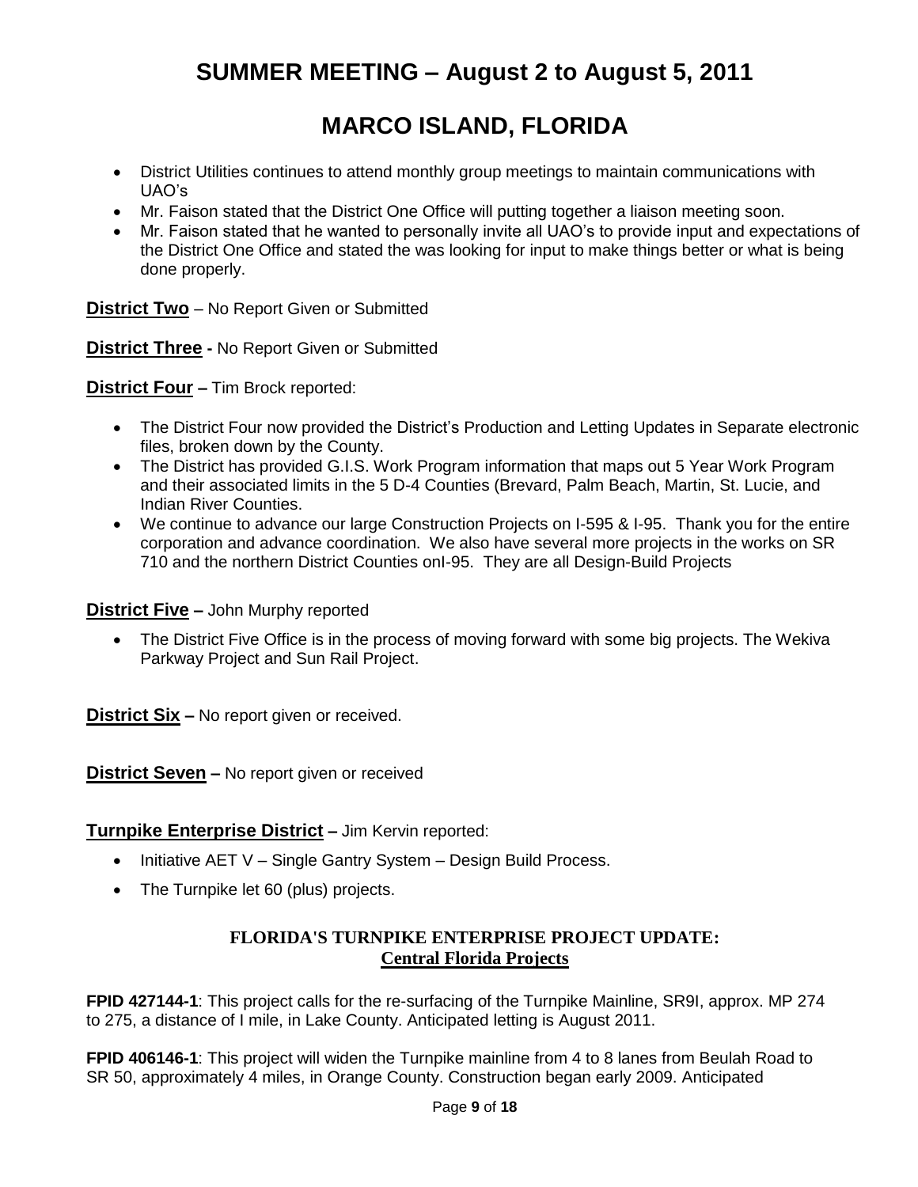# SUMMER MEETING – August 2 to August 5, 2011

# MARCO ISLAND, FLORIDA

- District Utilities continues to attend monthly group meetings to maintain communications with UAO's
- Mr. Faison stated that the District One Office will putting together a liaison meeting soon.
- Mr. Faison stated that he wanted to personally invite all UAO's to provide input and expectations of the District One Office and stated the was looking for input to make things better or what is being done properly.

**District Two** – No Report Given or Submitted

**District Three -** No Report Given or Submitted

**District Four –** Tim Brock reported:

- The District Four now provided the District's Production and Letting Updates in Separate electronic files, broken down by the County.
- The District has provided G.I.S. Work Program information that maps out 5 Year Work Program and their associated limits in the 5 D-4 Counties (Brevard, Palm Beach, Martin, St. Lucie, and Indian River Counties.
- We continue to advance our large Construction Projects on I-595 & I-95. Thank you for the entire corporation and advance coordination. We also have several more projects in the works on SR 710 and the northern District Counties onI-95. They are all Design-Build Projects

**District Five –** John Murphy reported

- The District Five Office is in the process of moving forward with some big projects. The Wekiva Parkway Project and Sun Rail Project.

**District Six –** No report given or received.

**District Seven –** No report given or received

**Turnpike Enterprise District –** Jim Kervin reported:

- Initiative AET V – Single Gantry System – Design Build Process.
- The Turnpike let 60 (plus) projects.

### FLORIDA'S TURNPIKE ENTERPRISE PROJECT UPDATE:
### Central Florida Projects

**FPID 427144-1**: This project calls for the re-surfacing of the Turnpike Mainline, SR9I, approx. MP 274 to 275, a distance of I mile, in Lake County. Anticipated letting is August 2011.

**FPID 406146-1**: This project will widen the Turnpike mainline from 4 to 8 lanes from Beulah Road to SR 50, approximately 4 miles, in Orange County. Construction began early 2009. Anticipated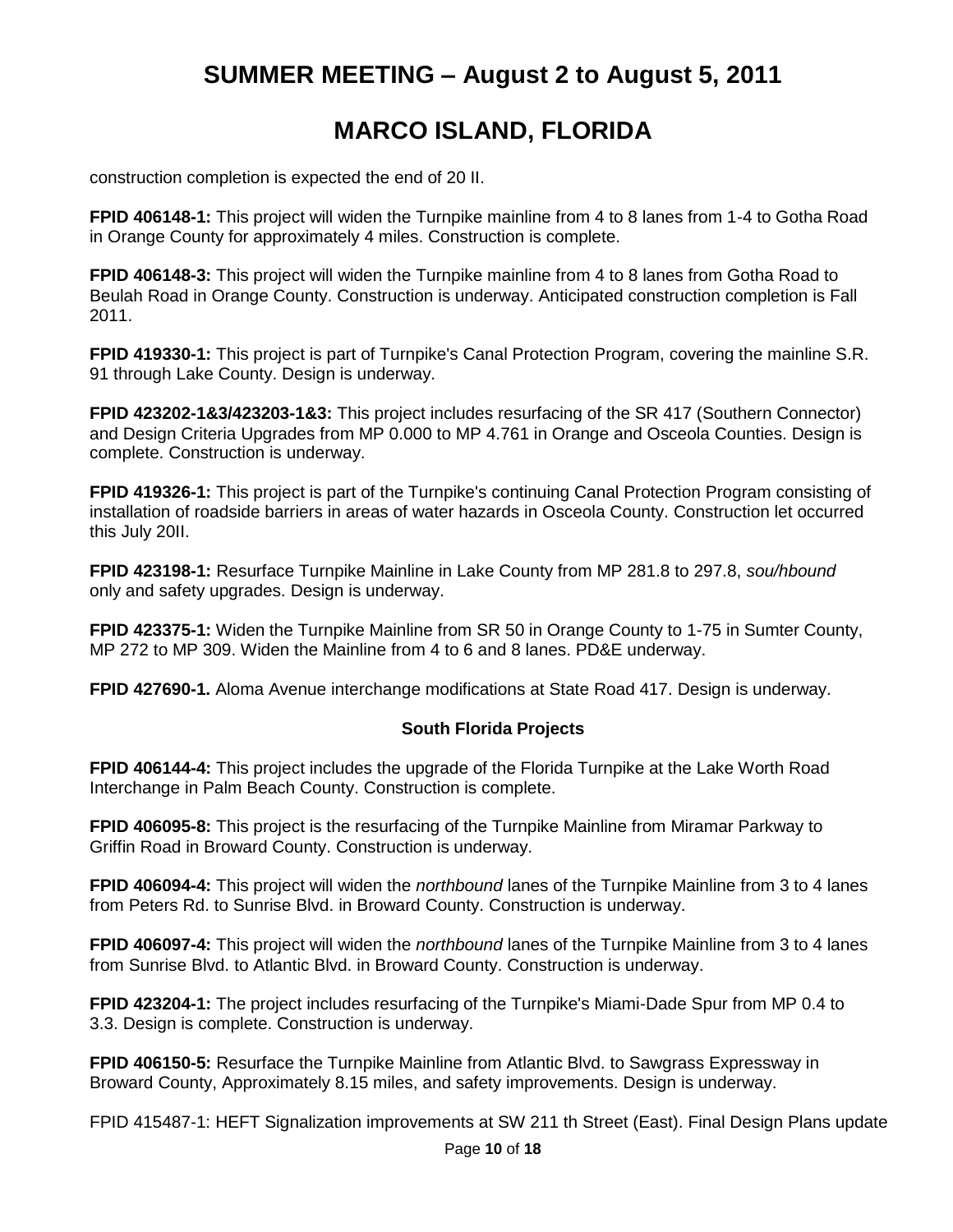construction completion is expected the end of 20 II.

**FPID 406148-1:** This project will widen the Turnpike mainline from 4 to 8 lanes from 1-4 to Gotha Road in Orange County for approximately 4 miles. Construction is complete.

**FPID 406148-3:** This project will widen the Turnpike mainline from 4 to 8 lanes from Gotha Road to Beulah Road in Orange County. Construction is underway. Anticipated construction completion is Fall 2011.

**FPID 419330-1:** This project is part of Turnpike's Canal Protection Program, covering the mainline S.R. 91 through Lake County. Design is underway.

**FPID 423202-1&3/423203-1&3:** This project includes resurfacing of the SR 417 (Southern Connector) and Design Criteria Upgrades from MP 0.000 to MP 4.761 in Orange and Osceola Counties. Design is complete. Construction is underway.

**FPID 419326-1:** This project is part of the Turnpike's continuing Canal Protection Program consisting of installation of roadside barriers in areas of water hazards in Osceola County. Construction let occurred this July 20II.

**FPID 423198-1:** Resurface Turnpike Mainline in Lake County from MP 281.8 to 297.8, *sou/hbound* only and safety upgrades. Design is underway.

**FPID 423375-1:** Widen the Turnpike Mainline from SR 50 in Orange County to 1-75 in Sumter County, MP 272 to MP 309. Widen the Mainline from 4 to 6 and 8 lanes. PD&E underway.

**FPID 427690-1.** Aloma Avenue interchange modifications at State Road 417. Design is underway.

### South Florida Projects

**FPID 406144-4:** This project includes the upgrade of the Florida Turnpike at the Lake Worth Road Interchange in Palm Beach County. Construction is complete.

**FPID 406095-8:** This project is the resurfacing of the Turnpike Mainline from Miramar Parkway to Griffin Road in Broward County. Construction is underway.

**FPID 406094-4:** This project will widen the *northbound* lanes of the Turnpike Mainline from 3 to 4 lanes from Peters Rd. to Sunrise Blvd. in Broward County. Construction is underway.

**FPID 406097-4:** This project will widen the *northbound* lanes of the Turnpike Mainline from 3 to 4 lanes from Sunrise Blvd. to Atlantic Blvd. in Broward County. Construction is underway.

**FPID 423204-1:** The project includes resurfacing of the Turnpike's Miami-Dade Spur from MP 0.4 to 3.3. Design is complete. Construction is underway.

**FPID 406150-5:** Resurface the Turnpike Mainline from Atlantic Blvd. to Sawgrass Expressway in Broward County, Approximately 8.15 miles, and safety improvements. Design is underway.

FPID 415487-1: HEFT Signalization improvements at SW 211 th Street (East). Final Design Plans update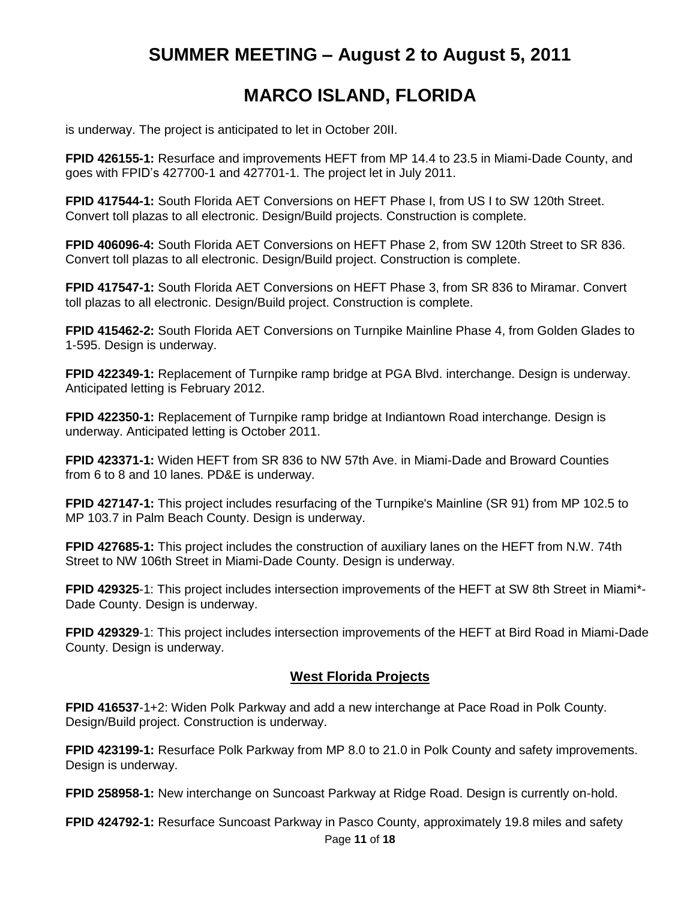is underway. The project is anticipated to let in October 20II.

**FPID 426155-1:** Resurface and improvements HEFT from MP 14.4 to 23.5 in Miami-Dade County, and goes with FPID's 427700-1 and 427701-1. The project let in July 2011.

**FPID 417544-1:** South Florida AET Conversions on HEFT Phase I, from US I to SW 120th Street. Convert toll plazas to all electronic. Design/Build projects. Construction is complete.

**FPID 406096-4:** South Florida AET Conversions on HEFT Phase 2, from SW 120th Street to SR 836. Convert toll plazas to all electronic. Design/Build project. Construction is complete.

**FPID 417547-1:** South Florida AET Conversions on HEFT Phase 3, from SR 836 to Miramar. Convert toll plazas to all electronic. Design/Build project. Construction is complete.

**FPID 415462-2:** South Florida AET Conversions on Turnpike Mainline Phase 4, from Golden Glades to 1-595. Design is underway.

**FPID 422349-1:** Replacement of Turnpike ramp bridge at PGA Blvd. interchange. Design is underway. Anticipated letting is February 2012.

**FPID 422350-1:** Replacement of Turnpike ramp bridge at Indiantown Road interchange. Design is underway. Anticipated letting is October 2011.

**FPID 423371-1:** Widen HEFT from SR 836 to NW 57th Ave. in Miami-Dade and Broward Counties from 6 to 8 and 10 lanes. PD&E is underway.

**FPID 427147-1:** This project includes resurfacing of the Turnpike's Mainline (SR 91) from MP 102.5 to MP 103.7 in Palm Beach County. Design is underway.

**FPID 427685-1:** This project includes the construction of auxiliary lanes on the HEFT from N.W. 74th Street to NW 106th Street in Miami-Dade County. Design is underway.

**FPID 429325**-1: This project includes intersection improvements of the HEFT at SW 8th Street in Miami*-Dade County. Design is underway.

**FPID 429329**-1: This project includes intersection improvements of the HEFT at Bird Road in Miami-Dade County. Design is underway.

## West Florida Projects

**FPID 416537**-1+2: Widen Polk Parkway and add a new interchange at Pace Road in Polk County. Design/Build project. Construction is underway.

**FPID 423199-1:** Resurface Polk Parkway from MP 8.0 to 21.0 in Polk County and safety improvements. Design is underway.

**FPID 258958-1:** New interchange on Suncoast Parkway at Ridge Road. Design is currently on-hold.

**FPID 424792-1:** Resurface Suncoast Parkway in Pasco County, approximately 19.8 miles and safety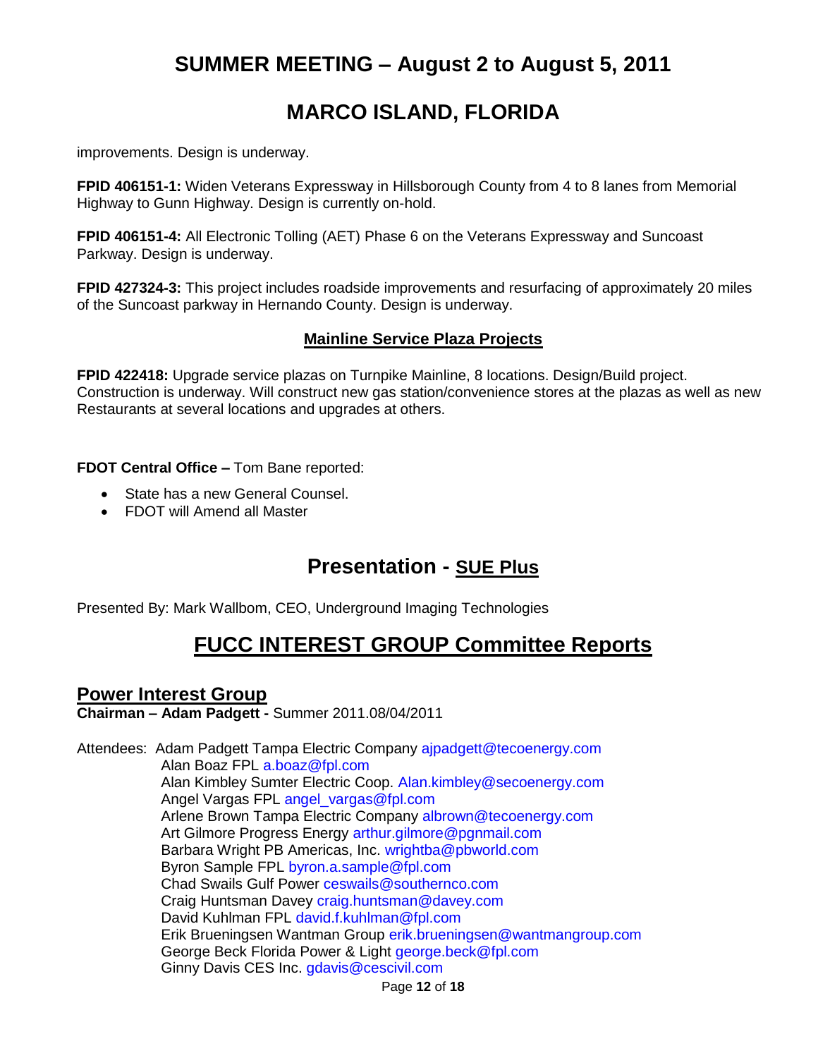# SUMMER MEETING – August 2 to August 5, 2011

# MARCO ISLAND, FLORIDA

improvements. Design is underway.

**FPID 406151-1:** Widen Veterans Expressway in Hillsborough County from 4 to 8 lanes from Memorial Highway to Gunn Highway. Design is currently on-hold.

**FPID 406151-4:** All Electronic Tolling (AET) Phase 6 on the Veterans Expressway and Suncoast Parkway. Design is underway.

**FPID 427324-3:** This project includes roadside improvements and resurfacing of approximately 20 miles of the Suncoast parkway in Hernando County. Design is underway.

### Mainline Service Plaza Projects

**FPID 422418:** Upgrade service plazas on Turnpike Mainline, 8 locations. Design/Build project. Construction is underway. Will construct new gas station/convenience stores at the plazas as well as new Restaurants at several locations and upgrades at others.

**FDOT Central Office –** Tom Bane reported:

- State has a new General Counsel.
- FDOT will Amend all Master

## Presentation - SUE Plus

Presented By: Mark Wallbom, CEO, Underground Imaging Technologies

## FUCC INTEREST GROUP Committee Reports

### Power Interest Group

**Chairman – Adam Padgett -** Summer 2011.08/04/2011

Attendees: Adam Padgett Tampa Electric Company ajpadgett@tecoenergy.com
Alan Boaz FPL a.boaz@fpl.com
Alan Kimbley Sumter Electric Coop. Alan.kimbley@secoenergy.com
Angel Vargas FPL angel_vargas@fpl.com
Arlene Brown Tampa Electric Company albrown@tecoenergy.com
Art Gilmore Progress Energy arthur.gilmore@pgnmail.com
Barbara Wright PB Americas, Inc. wrightba@pbworld.com
Byron Sample FPL byron.a.sample@fpl.com
Chad Swails Gulf Power ceswails@southernco.com
Craig Huntsman Davey craig.huntsman@davey.com
David Kuhlman FPL david.f.kuhlman@fpl.com
Erik Brueningsen Wantman Group erik.brueningsen@wantmangroup.com
George Beck Florida Power & Light george.beck@fpl.com
Ginny Davis CES Inc. gdavis@cescivil.com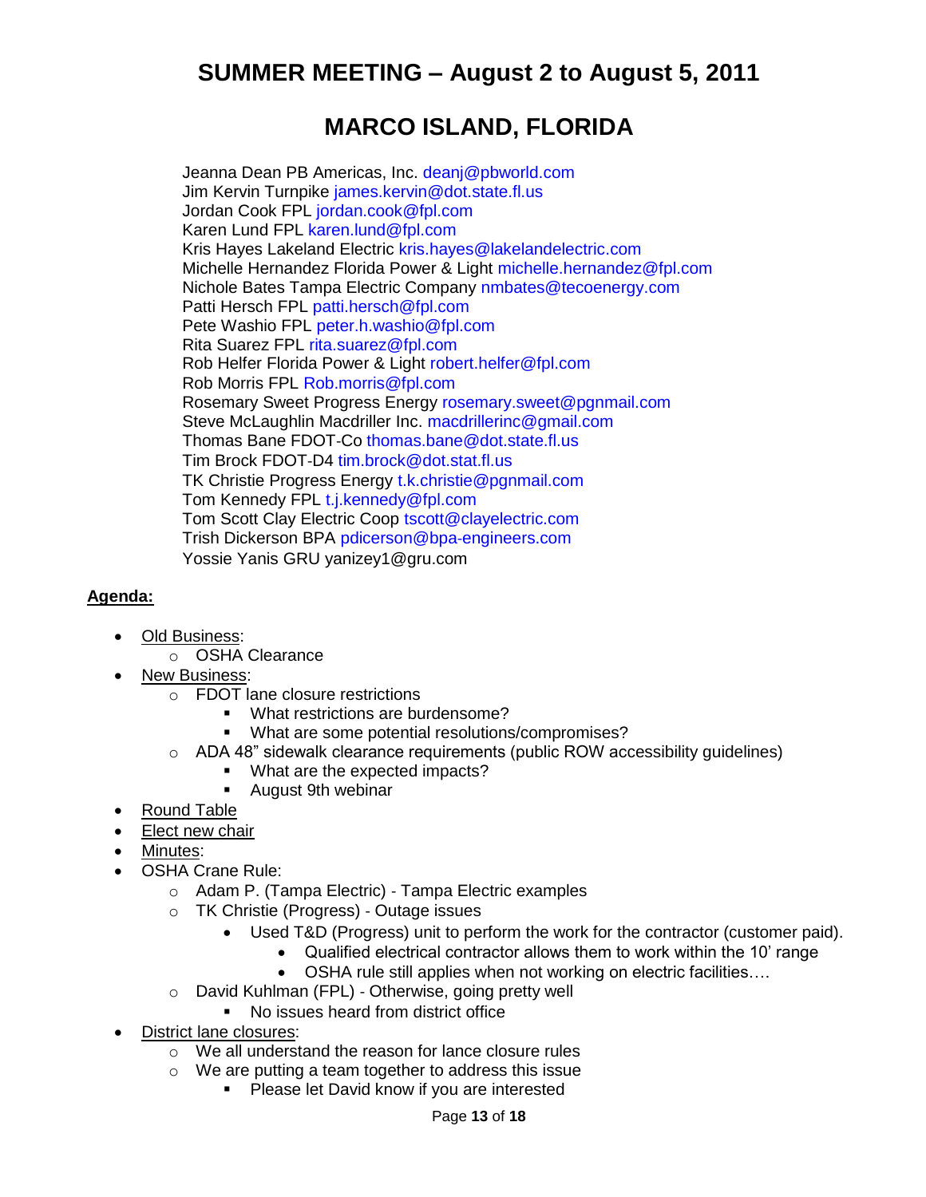# SUMMER MEETING – August 2 to August 5, 2011

# MARCO ISLAND, FLORIDA

Jeanna Dean PB Americas, Inc. deanj@pbworld.com
Jim Kervin Turnpike james.kervin@dot.state.fl.us
Jordan Cook FPL jordan.cook@fpl.com
Karen Lund FPL karen.lund@fpl.com
Kris Hayes Lakeland Electric kris.hayes@lakelandelectric.com
Michelle Hernandez Florida Power & Light michelle.hernandez@fpl.com
Nichole Bates Tampa Electric Company nmbates@tecoenergy.com
Patti Hersch FPL patti.hersch@fpl.com
Pete Washio FPL peter.h.washio@fpl.com
Rita Suarez FPL rita.suarez@fpl.com
Rob Helfer Florida Power & Light robert.helfer@fpl.com
Rob Morris FPL Rob.morris@fpl.com
Rosemary Sweet Progress Energy rosemary.sweet@pgnmail.com
Steve McLaughlin Macdriller Inc. macdrillerinc@gmail.com
Thomas Bane FDOT-Co thomas.bane@dot.state.fl.us
Tim Brock FDOT-D4 tim.brock@dot.stat.fl.us
TK Christie Progress Energy t.k.christie@pgnmail.com
Tom Kennedy FPL t.j.kennedy@fpl.com
Tom Scott Clay Electric Coop tscott@clayelectric.com
Trish Dickerson BPA pdicerson@bpa-engineers.com
Yossie Yanis GRU yanizey1@gru.com

**Agenda:**

- Old Business:
  - OSHA Clearance
- New Business:
  - FDOT lane closure restrictions
    - What restrictions are burdensome?
    - What are some potential resolutions/compromises?
  - ADA 48" sidewalk clearance requirements (public ROW accessibility guidelines)
    - What are the expected impacts?
    - August 9th webinar
- Round Table
- Elect new chair
- Minutes:
- OSHA Crane Rule:
  - Adam P. (Tampa Electric) - Tampa Electric examples
  - TK Christie (Progress) - Outage issues
    - Used T&D (Progress) unit to perform the work for the contractor (customer paid).
      - Qualified electrical contractor allows them to work within the 10' range
      - OSHA rule still applies when not working on electric facilities….
  - David Kuhlman (FPL) - Otherwise, going pretty well
    - No issues heard from district office
- District lane closures:
  - We all understand the reason for lance closure rules
  - We are putting a team together to address this issue
    - Please let David know if you are interested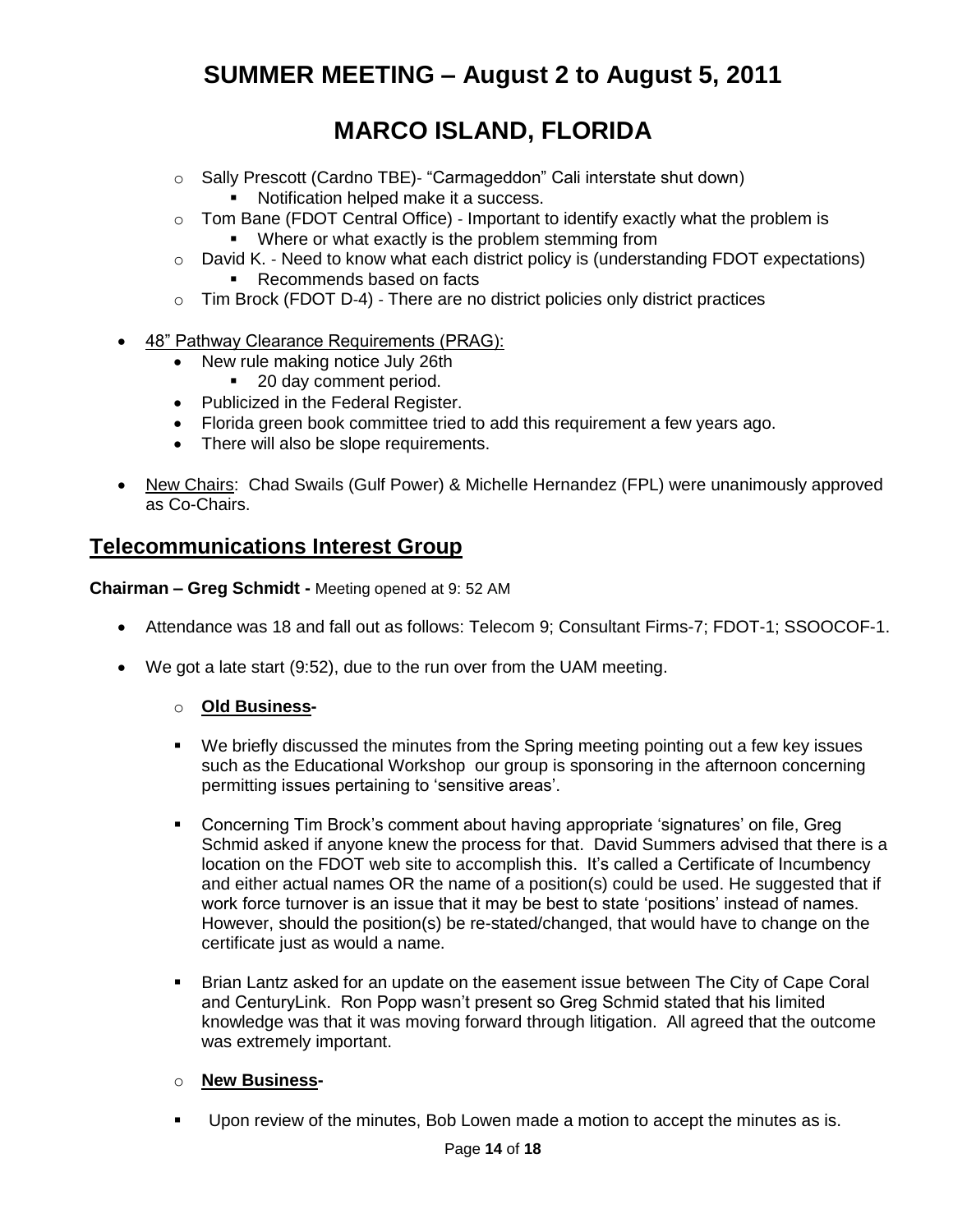# SUMMER MEETING – August 2 to August 5, 2011

# MARCO ISLAND, FLORIDA

- Sally Prescott (Cardno TBE)- "Carmageddon" Cali interstate shut down)
  - Notification helped make it a success.
- Tom Bane (FDOT Central Office) - Important to identify exactly what the problem is
  - Where or what exactly is the problem stemming from
- David K. - Need to know what each district policy is (understanding FDOT expectations)
  - Recommends based on facts
- Tim Brock (FDOT D-4) - There are no district policies only district practices

- <u>48" Pathway Clearance Requirements (PRAG):</u>
  - New rule making notice July 26th
    - 20 day comment period.
  - Publicized in the Federal Register.
  - Florida green book committee tried to add this requirement a few years ago.
  - There will also be slope requirements.

- <u>New Chairs</u>: Chad Swails (Gulf Power) & Michelle Hernandez (FPL) were unanimously approved as Co-Chairs.

## Telecommunications Interest Group

**Chairman – Greg Schmidt -** Meeting opened at 9: 52 AM

- Attendance was 18 and fall out as follows: Telecom 9; Consultant Firms-7; FDOT-1; SSOOCOF-1.
- We got a late start (9:52), due to the run over from the UAM meeting.
  - **Old Business-**
  - We briefly discussed the minutes from the Spring meeting pointing out a few key issues such as the Educational Workshop our group is sponsoring in the afternoon concerning permitting issues pertaining to 'sensitive areas'.
  - Concerning Tim Brock's comment about having appropriate 'signatures' on file, Greg Schmid asked if anyone knew the process for that. David Summers advised that there is a location on the FDOT web site to accomplish this. It's called a Certificate of Incumbency and either actual names OR the name of a position(s) could be used. He suggested that if work force turnover is an issue that it may be best to state 'positions' instead of names. However, should the position(s) be re-stated/changed, that would have to change on the certificate just as would a name.
  - Brian Lantz asked for an update on the easement issue between The City of Cape Coral and CenturyLink. Ron Popp wasn't present so Greg Schmid stated that his limited knowledge was that it was moving forward through litigation. All agreed that the outcome was extremely important.
  - **New Business-**
  - Upon review of the minutes, Bob Lowen made a motion to accept the minutes as is.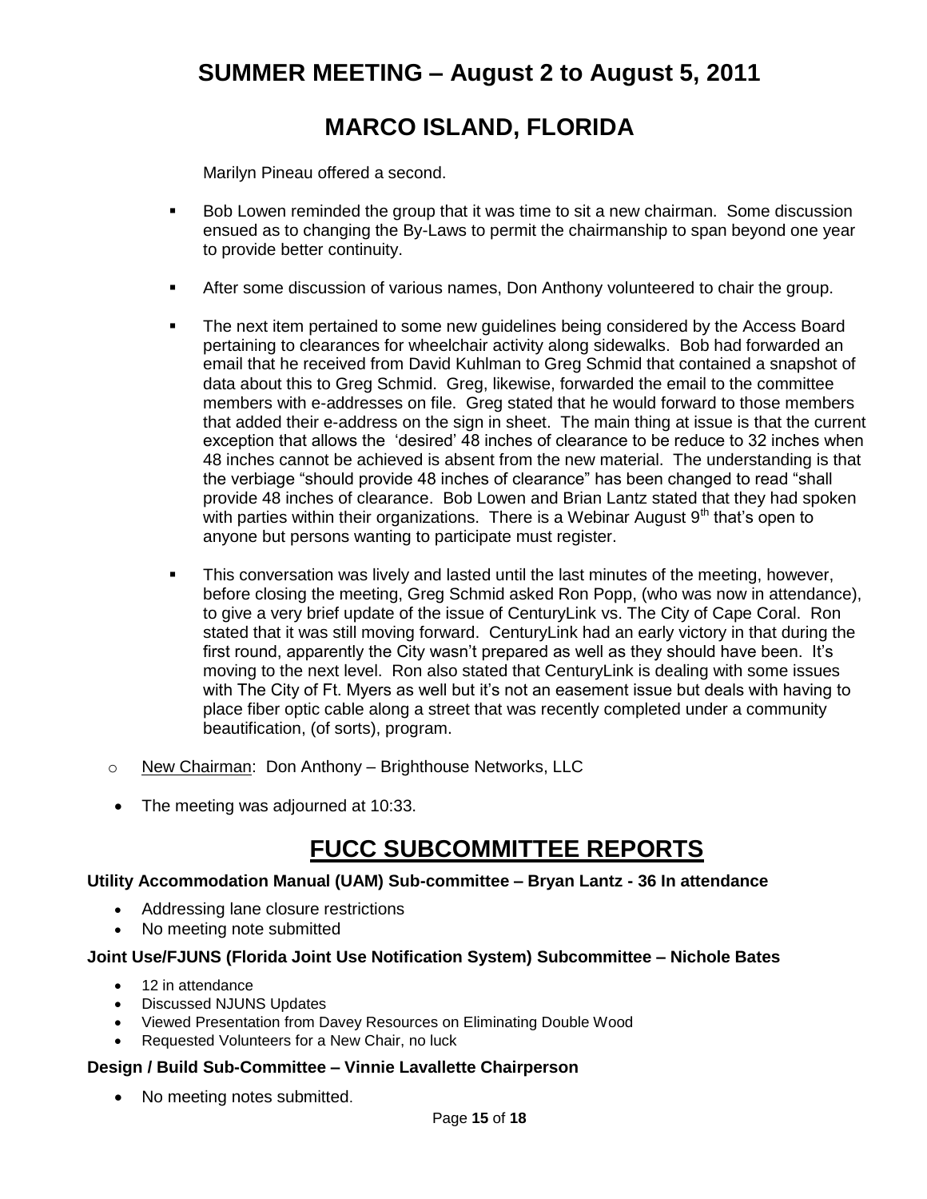# SUMMER MEETING – August 2 to August 5, 2011

# MARCO ISLAND, FLORIDA

Marilyn Pineau offered a second.

- Bob Lowen reminded the group that it was time to sit a new chairman. Some discussion ensued as to changing the By-Laws to permit the chairmanship to span beyond one year to provide better continuity.
- After some discussion of various names, Don Anthony volunteered to chair the group.
- The next item pertained to some new guidelines being considered by the Access Board pertaining to clearances for wheelchair activity along sidewalks. Bob had forwarded an email that he received from David Kuhlman to Greg Schmid that contained a snapshot of data about this to Greg Schmid. Greg, likewise, forwarded the email to the committee members with e-addresses on file. Greg stated that he would forward to those members that added their e-address on the sign in sheet. The main thing at issue is that the current exception that allows the 'desired' 48 inches of clearance to be reduce to 32 inches when 48 inches cannot be achieved is absent from the new material. The understanding is that the verbiage "should provide 48 inches of clearance" has been changed to read "shall provide 48 inches of clearance. Bob Lowen and Brian Lantz stated that they had spoken with parties within their organizations. There is a Webinar August 9th that's open to anyone but persons wanting to participate must register.
- This conversation was lively and lasted until the last minutes of the meeting, however, before closing the meeting, Greg Schmid asked Ron Popp, (who was now in attendance), to give a very brief update of the issue of CenturyLink vs. The City of Cape Coral. Ron stated that it was still moving forward. CenturyLink had an early victory in that during the first round, apparently the City wasn't prepared as well as they should have been. It's moving to the next level. Ron also stated that CenturyLink is dealing with some issues with The City of Ft. Myers as well but it's not an easement issue but deals with having to place fiber optic cable along a street that was recently completed under a community beautification, (of sorts), program.

- New Chairman: Don Anthony – Brighthouse Networks, LLC

- The meeting was adjourned at 10:33.

## FUCC SUBCOMMITTEE REPORTS

**Utility Accommodation Manual (UAM) Sub-committee – Bryan Lantz - 36 In attendance**

- Addressing lane closure restrictions
- No meeting note submitted

**Joint Use/FJUNS (Florida Joint Use Notification System) Subcommittee – Nichole Bates**

- 12 in attendance
- Discussed NJUNS Updates
- Viewed Presentation from Davey Resources on Eliminating Double Wood
- Requested Volunteers for a New Chair, no luck

**Design / Build Sub-Committee – Vinnie Lavallette Chairperson**

- No meeting notes submitted.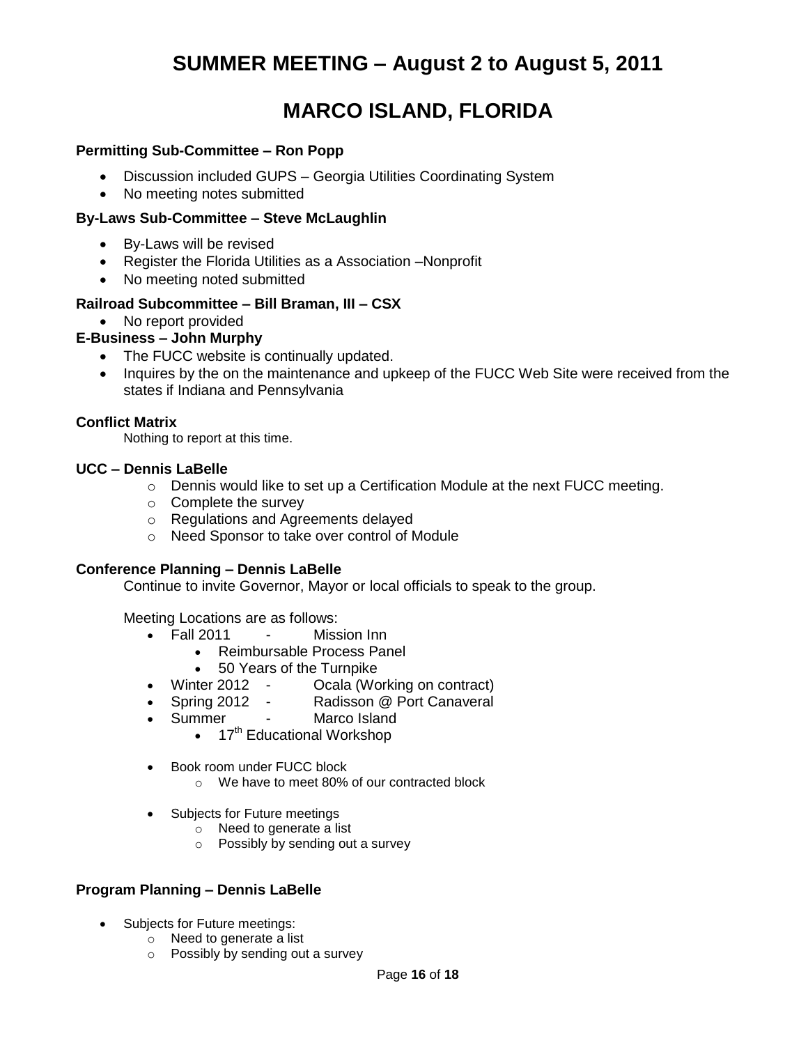# SUMMER MEETING – August 2 to August 5, 2011

# MARCO ISLAND, FLORIDA

**Permitting Sub-Committee – Ron Popp**

- Discussion included GUPS – Georgia Utilities Coordinating System
- No meeting notes submitted

**By-Laws Sub-Committee – Steve McLaughlin**

- By-Laws will be revised
- Register the Florida Utilities as a Association –Nonprofit
- No meeting noted submitted

**Railroad Subcommittee – Bill Braman, III – CSX**

- No report provided

**E-Business – John Murphy**

- The FUCC website is continually updated.
- Inquires by the on the maintenance and upkeep of the FUCC Web Site were received from the states if Indiana and Pennsylvania

**Conflict Matrix**

Nothing to report at this time.

**UCC – Dennis LaBelle**

- Dennis would like to set up a Certification Module at the next FUCC meeting.
- Complete the survey
- Regulations and Agreements delayed
- Need Sponsor to take over control of Module

**Conference Planning – Dennis LaBelle**

Continue to invite Governor, Mayor or local officials to speak to the group.

Meeting Locations are as follows:

- Fall 2011 - Mission Inn
  - Reimbursable Process Panel
  - 50 Years of the Turnpike
- Winter 2012 - Ocala (Working on contract)
- Spring 2012 - Radisson @ Port Canaveral
- Summer - Marco Island
  - 17th Educational Workshop

- Book room under FUCC block
  - We have to meet 80% of our contracted block

- Subjects for Future meetings
  - Need to generate a list
  - Possibly by sending out a survey

**Program Planning – Dennis LaBelle**

- Subjects for Future meetings:
  - Need to generate a list
  - Possibly by sending out a survey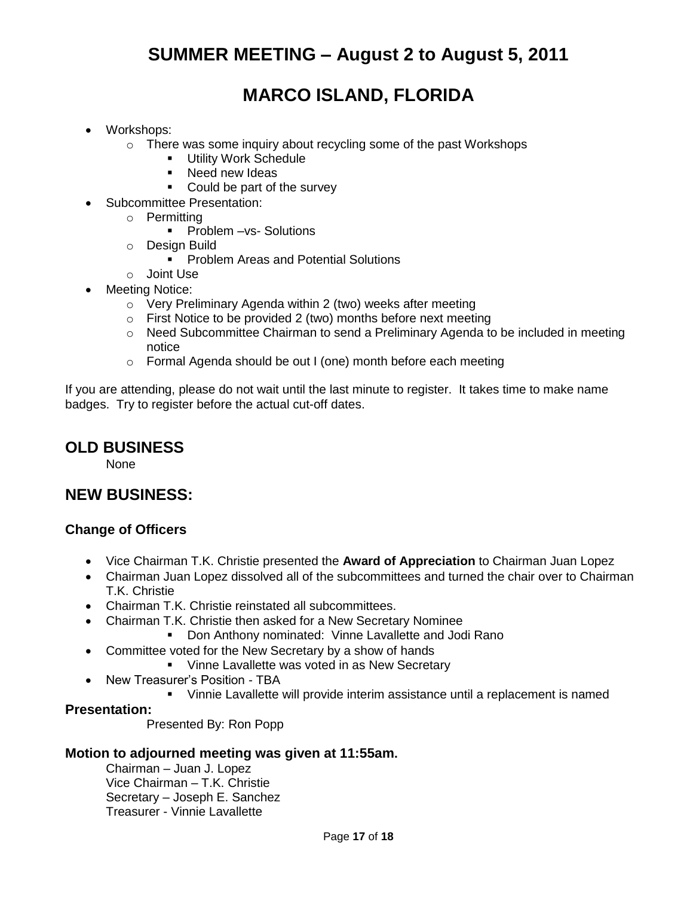# SUMMER MEETING – August 2 to August 5, 2011

# MARCO ISLAND, FLORIDA

- Workshops:
  - There was some inquiry about recycling some of the past Workshops
    - Utility Work Schedule
    - Need new Ideas
    - Could be part of the survey
- Subcommittee Presentation:
  - Permitting
    - Problem –vs- Solutions
  - Design Build
    - Problem Areas and Potential Solutions
  - Joint Use
- Meeting Notice:
  - Very Preliminary Agenda within 2 (two) weeks after meeting
  - First Notice to be provided 2 (two) months before next meeting
  - Need Subcommittee Chairman to send a Preliminary Agenda to be included in meeting notice
  - Formal Agenda should be out I (one) month before each meeting

If you are attending, please do not wait until the last minute to register. It takes time to make name badges. Try to register before the actual cut-off dates.

## OLD BUSINESS

None

## NEW BUSINESS:

### Change of Officers

- Vice Chairman T.K. Christie presented the **Award of Appreciation** to Chairman Juan Lopez
- Chairman Juan Lopez dissolved all of the subcommittees and turned the chair over to Chairman T.K. Christie
- Chairman T.K. Christie reinstated all subcommittees.
- Chairman T.K. Christie then asked for a New Secretary Nominee
  - Don Anthony nominated: Vinne Lavallette and Jodi Rano
- Committee voted for the New Secretary by a show of hands
  - Vinne Lavallette was voted in as New Secretary
- New Treasurer's Position - TBA
  - Vinnie Lavallette will provide interim assistance until a replacement is named

### Presentation:

Presented By: Ron Popp

### Motion to adjourned meeting was given at 11:55am.

Chairman – Juan J. Lopez
Vice Chairman – T.K. Christie
Secretary – Joseph E. Sanchez
Treasurer - Vinnie Lavallette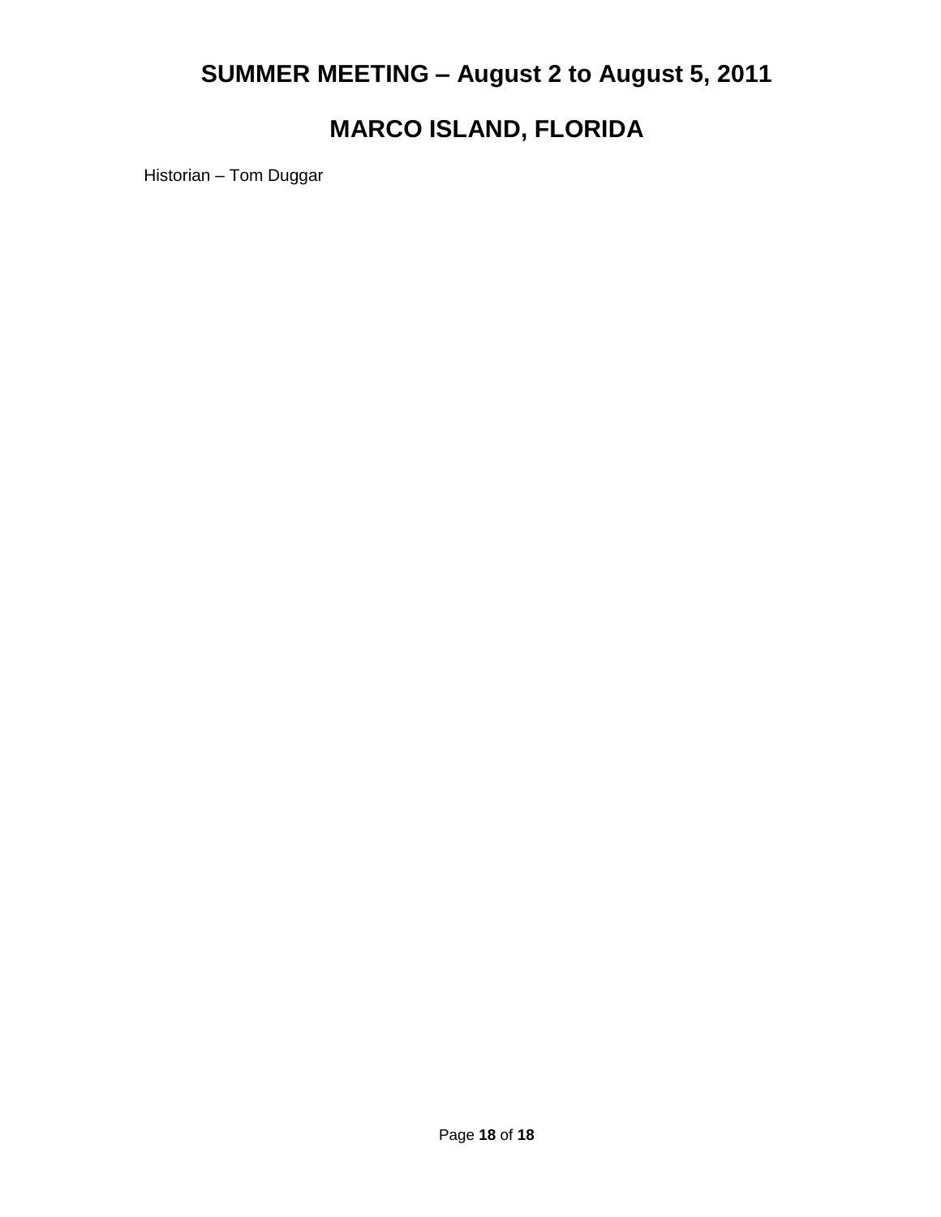# SUMMER MEETING – August 2 to August 5, 2011

# MARCO ISLAND, FLORIDA

Historian – Tom Duggar